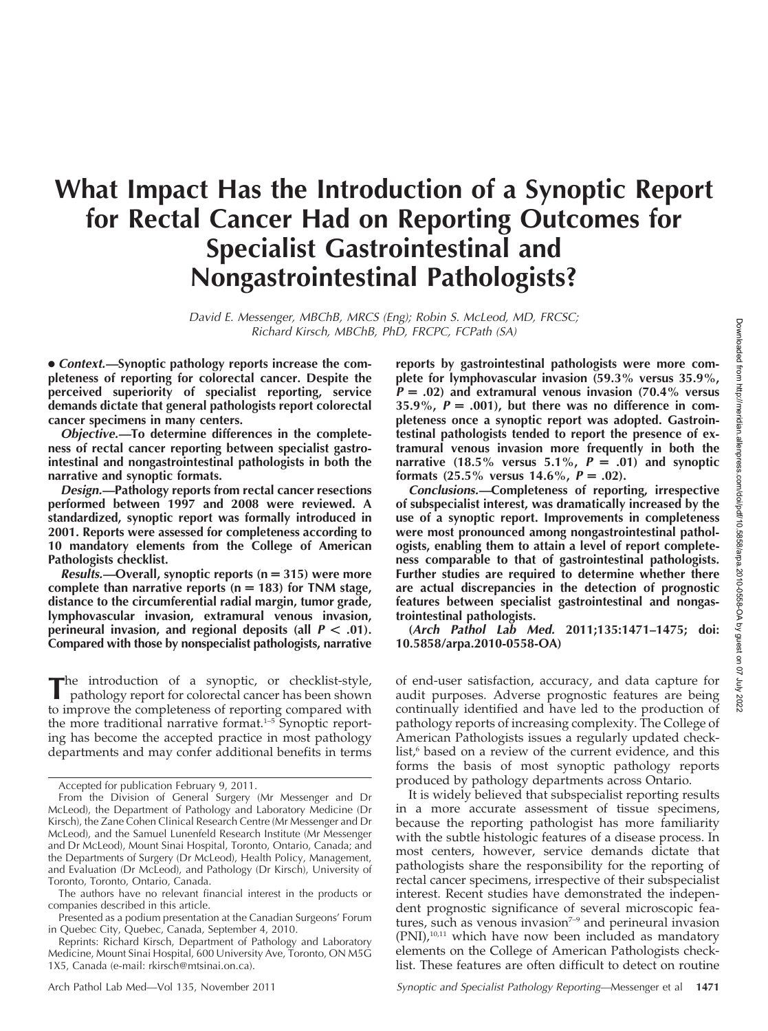# What Impact Has the Introduction of a Synoptic Report for Rectal Cancer Had on Reporting Outcomes for Specialist Gastrointestinal and Nongastrointestinal Pathologists?

*David E. Messenger, MBChB, MRCS (Eng); Robin S. McLeod, MD, FRCSC; Richard Kirsch, MBChB, PhD, FRCPC, FCPath (SA)*

**• *Context.*—Synoptic pathology reports increase the completeness of reporting for colorectal cancer. Despite the perceived superiority of specialist reporting, service demands dictate that general pathologists report colorectal cancer specimens in many centers.**

***Objective.*—To determine differences in the completeness of rectal cancer reporting between specialist gastrointestinal and nongastrointestinal pathologists in both the narrative and synoptic formats.**

***Design.*—Pathology reports from rectal cancer resections performed between 1997 and 2008 were reviewed. A standardized, synoptic report was formally introduced in 2001. Reports were assessed for completeness according to 10 mandatory elements from the College of American Pathologists checklist.**

***Results.*—Overall, synoptic reports (n = 315) were more complete than narrative reports (n = 183) for TNM stage, distance to the circumferential radial margin, tumor grade, lymphovascular invasion, extramural venous invasion, perineural invasion, and regional deposits (all $P < .01$). Compared with those by nonspecialist pathologists, narrative reports by gastrointestinal pathologists were more complete for lymphovascular invasion (59.3% versus 35.9%, $P = .02$) and extramural venous invasion (70.4% versus 35.9%, $P = .001$), but there was no difference in completeness once a synoptic report was adopted. Gastrointestinal pathologists tended to report the presence of extramural venous invasion more frequently in both the narrative (18.5% versus 5.1%, $P = .01$) and synoptic formats (25.5% versus 14.6%, $P = .02$).**

***Conclusions.*—Completeness of reporting, irrespective of subspecialist interest, was dramatically increased by the use of a synoptic report. Improvements in completeness were most pronounced among nongastrointestinal pathologists, enabling them to attain a level of report completeness comparable to that of gastrointestinal pathologists. Further studies are required to determine whether there are actual discrepancies in the detection of prognostic features between specialist gastrointestinal and nongastrointestinal pathologists.**

**(*Arch Pathol Lab Med.* 2011;135:1471–1475; doi: 10.5858/arpa.2010-0558-OA)**

The introduction of a synoptic, or checklist-style, pathology report for colorectal cancer has been shown to improve the completeness of reporting compared with the more traditional narrative format.[1–5] Synoptic reporting has become the accepted practice in most pathology departments and may confer additional benefits in terms of end-user satisfaction, accuracy, and data capture for audit purposes. Adverse prognostic features are being continually identified and have led to the production of pathology reports of increasing complexity. The College of American Pathologists issues a regularly updated checklist,[6] based on a review of the current evidence, and this forms the basis of most synoptic pathology reports produced by pathology departments across Ontario.

It is widely believed that subspecialist reporting results in a more accurate assessment of tissue specimens, because the reporting pathologist has more familiarity with the subtle histologic features of a disease process. In most centers, however, service demands dictate that pathologists share the responsibility for the reporting of rectal cancer specimens, irrespective of their subspecialist interest. Recent studies have demonstrated the independent prognostic significance of several microscopic features, such as venous invasion[7–9] and perineural invasion (PNI),[10,11] which have now been included as mandatory elements on the College of American Pathologists checklist. These features are often difficult to detect on routine

Accepted for publication February 9, 2011.

From the Division of General Surgery (Mr Messenger and Dr McLeod), the Department of Pathology and Laboratory Medicine (Dr Kirsch), the Zane Cohen Clinical Research Centre (Mr Messenger and Dr McLeod), and the Samuel Lunenfeld Research Institute (Mr Messenger and Dr McLeod), Mount Sinai Hospital, Toronto, Ontario, Canada; and the Departments of Surgery (Dr McLeod), Health Policy, Management, and Evaluation (Dr McLeod), and Pathology (Dr Kirsch), University of Toronto, Toronto, Ontario, Canada.

The authors have no relevant financial interest in the products or companies described in this article.

Presented as a podium presentation at the Canadian Surgeons' Forum in Quebec City, Quebec, Canada, September 4, 2010.

Reprints: Richard Kirsch, Department of Pathology and Laboratory Medicine, Mount Sinai Hospital, 600 University Ave, Toronto, ON M5G 1X5, Canada (e-mail: rkirsch@mtsinai.on.ca).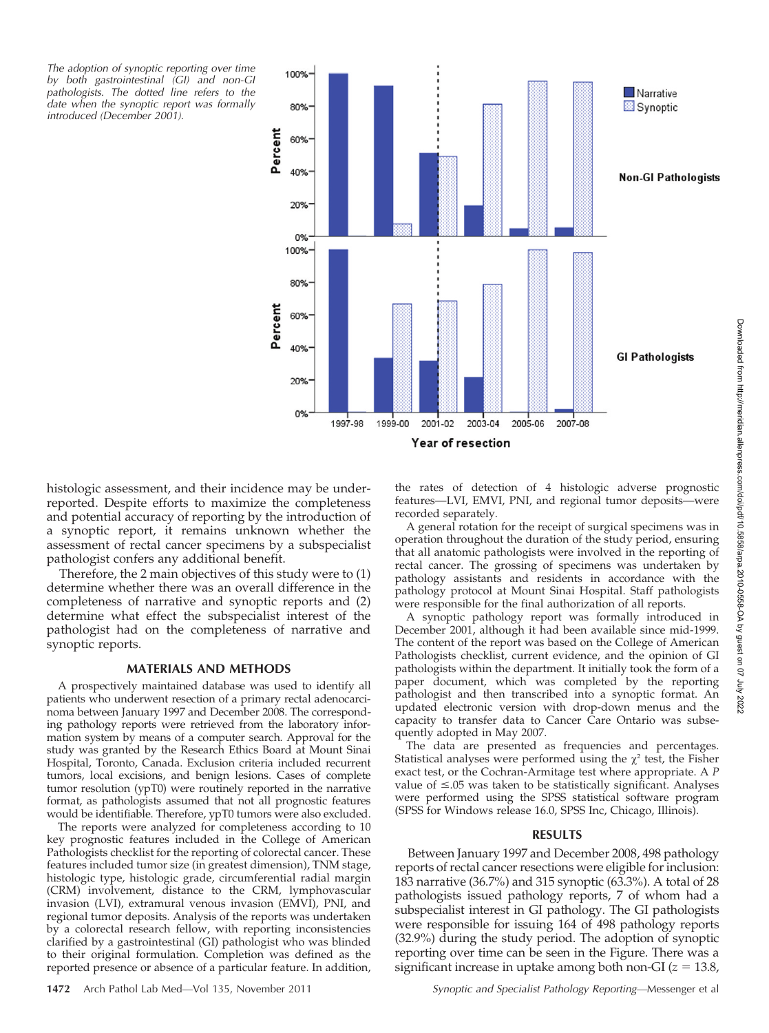The adoption of synoptic reporting over time by both gastrointestinal (GI) and non-GI pathologists. The dotted line refers to the date when the synoptic report was formally introduced (December 2001).

histologic assessment, and their incidence may be underreported. Despite efforts to maximize the completeness and potential accuracy of reporting by the introduction of a synoptic report, it remains unknown whether the assessment of rectal cancer specimens by a subspecialist pathologist confers any additional benefit.

Therefore, the 2 main objectives of this study were to (1) determine whether there was an overall difference in the completeness of narrative and synoptic reports and (2) determine what effect the subspecialist interest of the pathologist had on the completeness of narrative and synoptic reports.

## MATERIALS AND METHODS

A prospectively maintained database was used to identify all patients who underwent resection of a primary rectal adenocarcinoma between January 1997 and December 2008. The corresponding pathology reports were retrieved from the laboratory information system by means of a computer search. Approval for the study was granted by the Research Ethics Board at Mount Sinai Hospital, Toronto, Canada. Exclusion criteria included recurrent tumors, local excisions, and benign lesions. Cases of complete tumor resolution (ypT0) were routinely reported in the narrative format, as pathologists assumed that not all prognostic features would be identifiable. Therefore, ypT0 tumors were also excluded.

The reports were analyzed for completeness according to 10 key prognostic features included in the College of American Pathologists checklist for the reporting of colorectal cancer. These features included tumor size (in greatest dimension), TNM stage, histologic type, histologic grade, circumferential radial margin (CRM) involvement, distance to the CRM, lymphovascular invasion (LVI), extramural venous invasion (EMVI), PNI, and regional tumor deposits. Analysis of the reports was undertaken by a colorectal research fellow, with reporting inconsistencies clarified by a gastrointestinal (GI) pathologist who was blinded to their original formulation. Completion was defined as the reported presence or absence of a particular feature. In addition, the rates of detection of 4 histologic adverse prognostic features—LVI, EMVI, PNI, and regional tumor deposits—were recorded separately.

A general rotation for the receipt of surgical specimens was in operation throughout the duration of the study period, ensuring that all anatomic pathologists were involved in the reporting of rectal cancer. The grossing of specimens was undertaken by pathology assistants and residents in accordance with the pathology protocol at Mount Sinai Hospital. Staff pathologists were responsible for the final authorization of all reports.

A synoptic pathology report was formally introduced in December 2001, although it had been available since mid-1999. The content of the report was based on the College of American Pathologists checklist, current evidence, and the opinion of GI pathologists within the department. It initially took the form of a paper document, which was completed by the reporting pathologist and then transcribed into a synoptic format. An updated electronic version with drop-down menus and the capacity to transfer data to Cancer Care Ontario was subsequently adopted in May 2007.

The data are presented as frequencies and percentages. Statistical analyses were performed using the $\chi^2$ test, the Fisher exact test, or the Cochran-Armitage test where appropriate. A $P$ value of $\leq .05$ was taken to be statistically significant. Analyses were performed using the SPSS statistical software program (SPSS for Windows release 16.0, SPSS Inc, Chicago, Illinois).

## RESULTS

Between January 1997 and December 2008, 498 pathology reports of rectal cancer resections were eligible for inclusion: 183 narrative (36.7%) and 315 synoptic (63.3%). A total of 28 pathologists issued pathology reports, 7 of whom had a subspecialist interest in GI pathology. The GI pathologists were responsible for issuing 164 of 498 pathology reports (32.9%) during the study period. The adoption of synoptic reporting over time can be seen in the Figure. There was a significant increase in uptake among both non-GI ($z = 13.8$,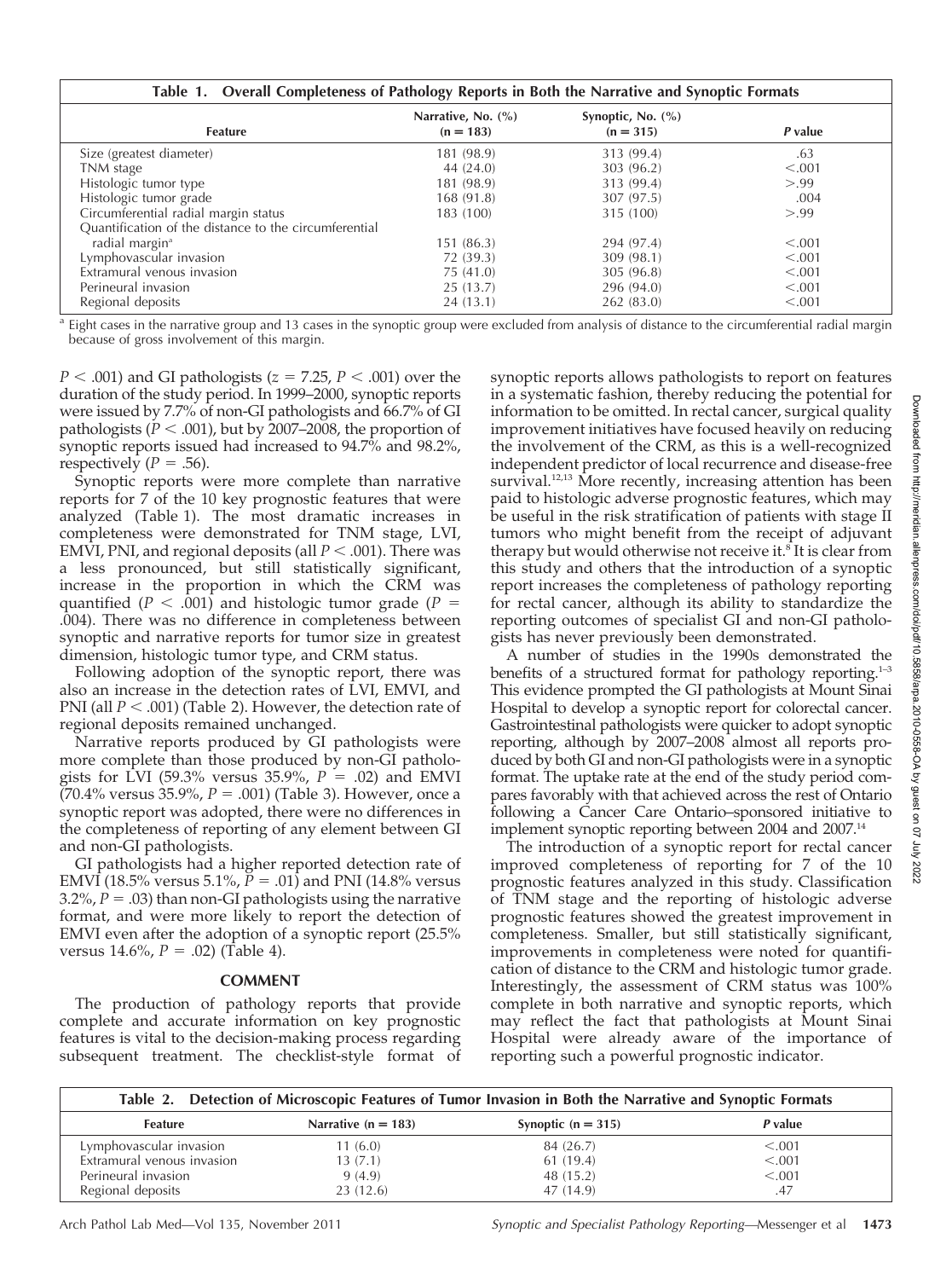**Table 1. Overall Completeness of Pathology Reports in Both the Narrative and Synoptic Formats**

| Feature | Narrative, No. (%) (n = 183) | Synoptic, No. (%) (n = 315) | P value |
|---|---|---|---|
| Size (greatest diameter) | 181 (98.9) | 313 (99.4) | .63 |
| TNM stage | 44 (24.0) | 303 (96.2) | <.001 |
| Histologic tumor type | 181 (98.9) | 313 (99.4) | >.99 |
| Histologic tumor grade | 168 (91.8) | 307 (97.5) | .004 |
| Circumferential radial margin status | 183 (100) | 315 (100) | >.99 |
| Quantification of the distance to the circumferential radial margin[a] | 151 (86.3) | 294 (97.4) | <.001 |
| Lymphovascular invasion | 72 (39.3) | 309 (98.1) | <.001 |
| Extramural venous invasion | 75 (41.0) | 305 (96.8) | <.001 |
| Perineural invasion | 25 (13.7) | 296 (94.0) | <.001 |
| Regional deposits | 24 (13.1) | 262 (83.0) | <.001 |

[a] Eight cases in the narrative group and 13 cases in the synoptic group were excluded from analysis of distance to the circumferential radial margin because of gross involvement of this margin.

$P < .001$) and GI pathologists ($z = 7.25$, $P < .001$) over the duration of the study period. In 1999–2000, synoptic reports were issued by 7.7% of non-GI pathologists and 66.7% of GI pathologists ($P < .001$), but by 2007–2008, the proportion of synoptic reports issued had increased to 94.7% and 98.2%, respectively ($P = .56$).

Synoptic reports were more complete than narrative reports for 7 of the 10 key prognostic features that were analyzed (Table 1). The most dramatic increases in completeness were demonstrated for TNM stage, LVI, EMVI, PNI, and regional deposits (all $P < .001$). There was a less pronounced, but still statistically significant, increase in the proportion in which the CRM was quantified ($P < .001$) and histologic tumor grade ($P = .004$). There was no difference in completeness between synoptic and narrative reports for tumor size in greatest dimension, histologic tumor type, and CRM status.

Following adoption of the synoptic report, there was also an increase in the detection rates of LVI, EMVI, and PNI (all $P < .001$) (Table 2). However, the detection rate of regional deposits remained unchanged.

Narrative reports produced by GI pathologists were more complete than those produced by non-GI pathologists for LVI (59.3% versus 35.9%, $P = .02$) and EMVI (70.4% versus 35.9%, $P = .001$) (Table 3). However, once a synoptic report was adopted, there were no differences in the completeness of reporting of any element between GI and non-GI pathologists.

GI pathologists had a higher reported detection rate of EMVI (18.5% versus 5.1%, $P = .01$) and PNI (14.8% versus 3.2%, $P = .03$) than non-GI pathologists using the narrative format, and were more likely to report the detection of EMVI even after the adoption of a synoptic report (25.5% versus 14.6%, $P = .02$) (Table 4).

## COMMENT

The production of pathology reports that provide complete and accurate information on key prognostic features is vital to the decision-making process regarding subsequent treatment. The checklist-style format of synoptic reports allows pathologists to report on features in a systematic fashion, thereby reducing the potential for information to be omitted. In rectal cancer, surgical quality improvement initiatives have focused heavily on reducing the involvement of the CRM, as this is a well-recognized independent predictor of local recurrence and disease-free survival.[12,13] More recently, increasing attention has been paid to histologic adverse prognostic features, which may be useful in the risk stratification of patients with stage II tumors who might benefit from the receipt of adjuvant therapy but would otherwise not receive it.[8] It is clear from this study and others that the introduction of a synoptic report increases the completeness of pathology reporting for rectal cancer, although its ability to standardize the reporting outcomes of specialist GI and non-GI pathologists has never previously been demonstrated.

A number of studies in the 1990s demonstrated the benefits of a structured format for pathology reporting.[1–3] This evidence prompted the GI pathologists at Mount Sinai Hospital to develop a synoptic report for colorectal cancer. Gastrointestinal pathologists were quicker to adopt synoptic reporting, although by 2007–2008 almost all reports produced by both GI and non-GI pathologists were in a synoptic format. The uptake rate at the end of the study period compares favorably with that achieved across the rest of Ontario following a Cancer Care Ontario–sponsored initiative to implement synoptic reporting between 2004 and 2007.[14]

The introduction of a synoptic report for rectal cancer improved completeness of reporting for 7 of the 10 prognostic features analyzed in this study. Classification of TNM stage and the reporting of histologic adverse prognostic features showed the greatest improvement in completeness. Smaller, but still statistically significant, improvements in completeness were noted for quantification of distance to the CRM and histologic tumor grade. Interestingly, the assessment of CRM status was 100% complete in both narrative and synoptic reports, which may reflect the fact that pathologists at Mount Sinai Hospital were already aware of the importance of reporting such a powerful prognostic indicator.

**Table 2. Detection of Microscopic Features of Tumor Invasion in Both the Narrative and Synoptic Formats**

| Feature | Narrative (n = 183) | Synoptic (n = 315) | P value |
|---|---|---|---|
| Lymphovascular invasion | 11 (6.0) | 84 (26.7) | <.001 |
| Extramural venous invasion | 13 (7.1) | 61 (19.4) | <.001 |
| Perineural invasion | 9 (4.9) | 48 (15.2) | <.001 |
| Regional deposits | 23 (12.6) | 47 (14.9) | .47 |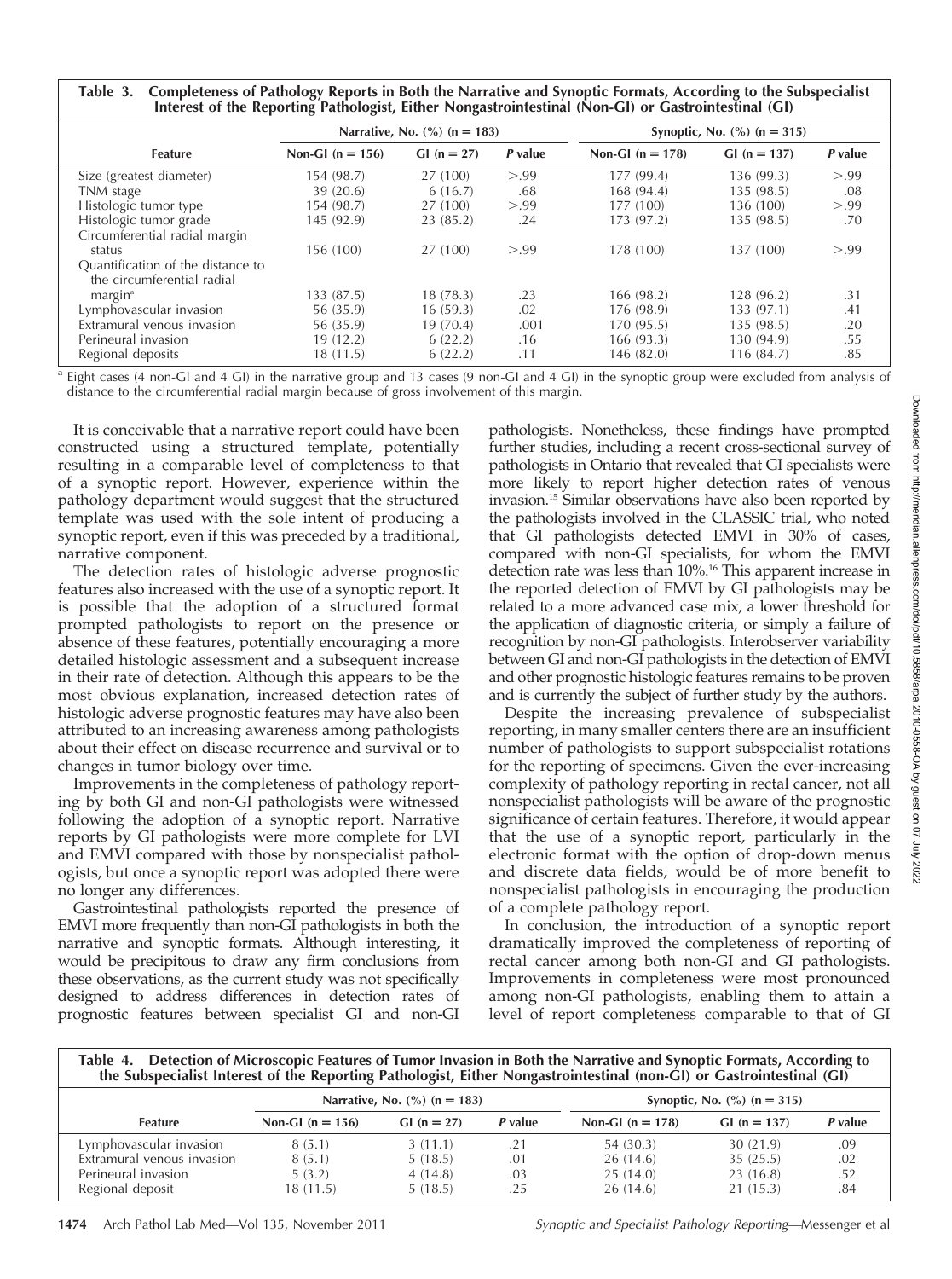**Table 3. Completeness of Pathology Reports in Both the Narrative and Synoptic Formats, According to the Subspecialist Interest of the Reporting Pathologist, Either Nongastrointestinal (Non-GI) or Gastrointestinal (GI)**

| | Narrative, No. (%) (n = 183) | | | Synoptic, No. (%) (n = 315) | | |
|---|---|---|---|---|---|---|
| Feature | Non-GI (n = 156) | GI (n = 27) | P value | Non-GI (n = 178) | GI (n = 137) | P value |
| Size (greatest diameter) | 154 (98.7) | 27 (100) | >.99 | 177 (99.4) | 136 (99.3) | >.99 |
| TNM stage | 39 (20.6) | 6 (16.7) | .68 | 168 (94.4) | 135 (98.5) | .08 |
| Histologic tumor type | 154 (98.7) | 27 (100) | >.99 | 177 (100) | 136 (100) | >.99 |
| Histologic tumor grade | 145 (92.9) | 23 (85.2) | .24 | 173 (97.2) | 135 (98.5) | .70 |
| Circumferential radial margin status | 156 (100) | 27 (100) | >.99 | 178 (100) | 137 (100) | >.99 |
| Quantification of the distance to the circumferential radial margin[a] | 133 (87.5) | 18 (78.3) | .23 | 166 (98.2) | 128 (96.2) | .31 |
| Lymphovascular invasion | 56 (35.9) | 16 (59.3) | .02 | 176 (98.9) | 133 (97.1) | .41 |
| Extramural venous invasion | 56 (35.9) | 19 (70.4) | .001 | 170 (95.5) | 135 (98.5) | .20 |
| Perineural invasion | 19 (12.2) | 6 (22.2) | .16 | 166 (93.3) | 130 (94.9) | .55 |
| Regional deposits | 18 (11.5) | 6 (22.2) | .11 | 146 (82.0) | 116 (84.7) | .85 |

[a] Eight cases (4 non-GI and 4 GI) in the narrative group and 13 cases (9 non-GI and 4 GI) in the synoptic group were excluded from analysis of distance to the circumferential radial margin because of gross involvement of this margin.

It is conceivable that a narrative report could have been constructed using a structured template, potentially resulting in a comparable level of completeness to that of a synoptic report. However, experience within the pathology department would suggest that the structured template was used with the sole intent of producing a synoptic report, even if this was preceded by a traditional, narrative component.

The detection rates of histologic adverse prognostic features also increased with the use of a synoptic report. It is possible that the adoption of a structured format prompted pathologists to report on the presence or absence of these features, potentially encouraging a more detailed histologic assessment and a subsequent increase in their rate of detection. Although this appears to be the most obvious explanation, increased detection rates of histologic adverse prognostic features may have also been attributed to an increasing awareness among pathologists about their effect on disease recurrence and survival or to changes in tumor biology over time.

Improvements in the completeness of pathology reporting by both GI and non-GI pathologists were witnessed following the adoption of a synoptic report. Narrative reports by GI pathologists were more complete for LVI and EMVI compared with those by nonspecialist pathologists, but once a synoptic report was adopted there were no longer any differences.

Gastrointestinal pathologists reported the presence of EMVI more frequently than non-GI pathologists in both the narrative and synoptic formats. Although interesting, it would be precipitous to draw any firm conclusions from these observations, as the current study was not specifically designed to address differences in detection rates of prognostic features between specialist GI and non-GI pathologists. Nonetheless, these findings have prompted further studies, including a recent cross-sectional survey of pathologists in Ontario that revealed that GI specialists were more likely to report higher detection rates of venous invasion.[15] Similar observations have also been reported by the pathologists involved in the CLASSIC trial, who noted that GI pathologists detected EMVI in 30% of cases, compared with non-GI specialists, for whom the EMVI detection rate was less than 10%.[16] This apparent increase in the reported detection of EMVI by GI pathologists may be related to a more advanced case mix, a lower threshold for the application of diagnostic criteria, or simply a failure of recognition by non-GI pathologists. Interobserver variability between GI and non-GI pathologists in the detection of EMVI and other prognostic histologic features remains to be proven and is currently the subject of further study by the authors.

Despite the increasing prevalence of subspecialist reporting, in many smaller centers there are an insufficient number of pathologists to support subspecialist rotations for the reporting of specimens. Given the ever-increasing complexity of pathology reporting in rectal cancer, not all nonspecialist pathologists will be aware of the prognostic significance of certain features. Therefore, it would appear that the use of a synoptic report, particularly in the electronic format with the option of drop-down menus and discrete data fields, would be of more benefit to nonspecialist pathologists in encouraging the production of a complete pathology report.

In conclusion, the introduction of a synoptic report dramatically improved the completeness of reporting of rectal cancer among both non-GI and GI pathologists. Improvements in completeness were most pronounced among non-GI pathologists, enabling them to attain a level of report completeness comparable to that of GI

**Table 4. Detection of Microscopic Features of Tumor Invasion in Both the Narrative and Synoptic Formats, According to the Subspecialist Interest of the Reporting Pathologist, Either Nongastrointestinal (non-GI) or Gastrointestinal (GI)**

| | Narrative, No. (%) (n = 183) | | | Synoptic, No. (%) (n = 315) | | |
|---|---|---|---|---|---|---|
| Feature | Non-GI (n = 156) | GI (n = 27) | P value | Non-GI (n = 178) | GI (n = 137) | P value |
| Lymphovascular invasion | 8 (5.1) | 3 (11.1) | .21 | 54 (30.3) | 30 (21.9) | .09 |
| Extramural venous invasion | 8 (5.1) | 5 (18.5) | .01 | 26 (14.6) | 35 (25.5) | .02 |
| Perineural invasion | 5 (3.2) | 4 (14.8) | .03 | 25 (14.0) | 23 (16.8) | .52 |
| Regional deposit | 18 (11.5) | 5 (18.5) | .25 | 26 (14.6) | 21 (15.3) | .84 |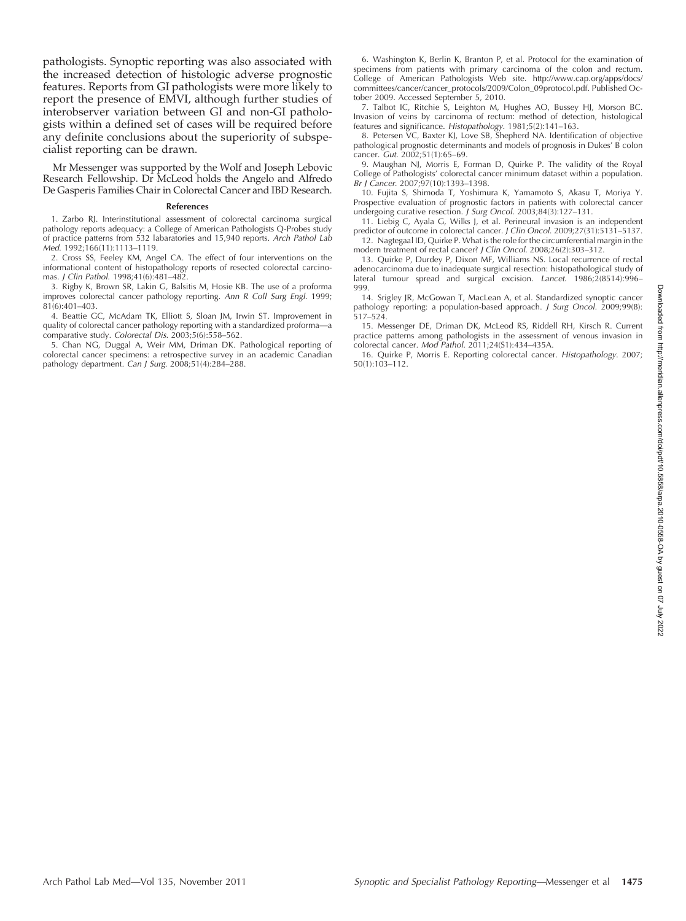pathologists. Synoptic reporting was also associated with the increased detection of histologic adverse prognostic features. Reports from GI pathologists were more likely to report the presence of EMVI, although further studies of interobserver variation between GI and non-GI pathologists within a defined set of cases will be required before any definite conclusions about the superiority of subspecialist reporting can be drawn.

Mr Messenger was supported by the Wolf and Joseph Lebovic Research Fellowship. Dr McLeod holds the Angelo and Alfredo De Gasperis Families Chair in Colorectal Cancer and IBD Research.

## References

1. Zarbo RJ. Interinstitutional assessment of colorectal carcinoma surgical pathology reports adequacy: a College of American Pathologists Q-Probes study of practice patterns from 532 labaratories and 15,940 reports. *Arch Pathol Lab Med.* 1992;166(11):1113–1119.
2. Cross SS, Feeley KM, Angel CA. The effect of four interventions on the informational content of histopathology reports of resected colorectal carcinomas. *J Clin Pathol.* 1998;41(6):481–482.
3. Rigby K, Brown SR, Lakin G, Balsitis M, Hosie KB. The use of a proforma improves colorectal cancer pathology reporting. *Ann R Coll Surg Engl.* 1999; 81(6):401–403.
4. Beattie GC, McAdam TK, Elliott S, Sloan JM, Irwin ST. Improvement in quality of colorectal cancer pathology reporting with a standardized proforma—a comparative study. *Colorectal Dis.* 2003;5(6):558–562.
5. Chan NG, Duggal A, Weir MM, Driman DK. Pathological reporting of colorectal cancer specimens: a retrospective survey in an academic Canadian pathology department. *Can J Surg.* 2008;51(4):284–288.
6. Washington K, Berlin K, Branton P, et al. Protocol for the examination of specimens from patients with primary carcinoma of the colon and rectum. College of American Pathologists Web site. http://www.cap.org/apps/docs/committees/cancer/cancer_protocols/2009/Colon_09protocol.pdf. Published October 2009. Accessed September 5, 2010.
7. Talbot IC, Ritchie S, Leighton M, Hughes AO, Bussey HJ, Morson BC. Invasion of veins by carcinoma of rectum: method of detection, histological features and significance. *Histopathology.* 1981;5(2):141–163.
8. Petersen VC, Baxter KJ, Love SB, Shepherd NA. Identification of objective pathological prognostic determinants and models of prognosis in Dukes' B colon cancer. *Gut.* 2002;51(1):65–69.
9. Maughan NJ, Morris E, Forman D, Quirke P. The validity of the Royal College of Pathologists' colorectal cancer minimum dataset within a population. *Br J Cancer.* 2007;97(10):1393–1398.
10. Fujita S, Shimoda T, Yoshimura K, Yamamoto S, Akasu T, Moriya Y. Prospective evaluation of prognostic factors in patients with colorectal cancer undergoing curative resection. *J Surg Oncol.* 2003;84(3):127–131.
11. Liebig C, Ayala G, Wilks J, et al. Perineural invasion is an independent predictor of outcome in colorectal cancer. *J Clin Oncol.* 2009;27(31):5131–5137.
12. Nagtegaal ID, Quirke P. What is the role for the circumferential margin in the modern treatment of rectal cancer? *J Clin Oncol.* 2008;26(2):303–312.
13. Quirke P, Durdey P, Dixon MF, Williams NS. Local recurrence of rectal adenocarcinoma due to inadequate surgical resection: histopathological study of lateral tumour spread and surgical excision. *Lancet.* 1986;2(8514):996–999.
14. Srigley JR, McGowan T, MacLean A, et al. Standardized synoptic cancer pathology reporting: a population-based approach. *J Surg Oncol.* 2009;99(8): 517–524.
15. Messenger DE, Driman DK, McLeod RS, Riddell RH, Kirsch R. Current practice patterns among pathologists in the assessment of venous invasion in colorectal cancer. *Mod Pathol.* 2011;24(S1):434–435A.
16. Quirke P, Morris E. Reporting colorectal cancer. *Histopathology.* 2007; 50(1):103–112.